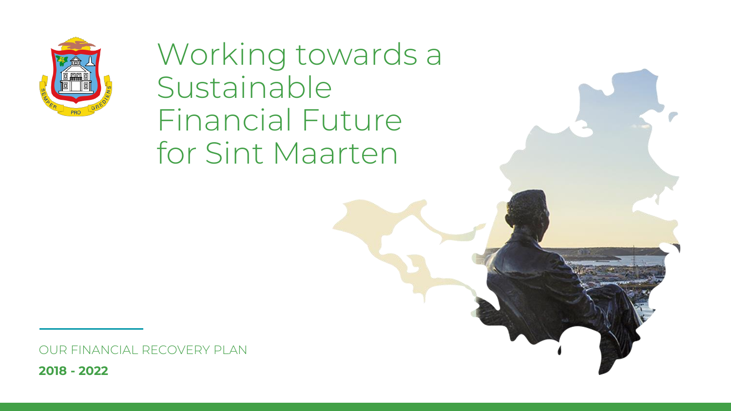# Working towards a Sustainable Financial Future for Sint Maarten

OUR FINANCIAL RECOVERY PLAN

**2018 - 2022**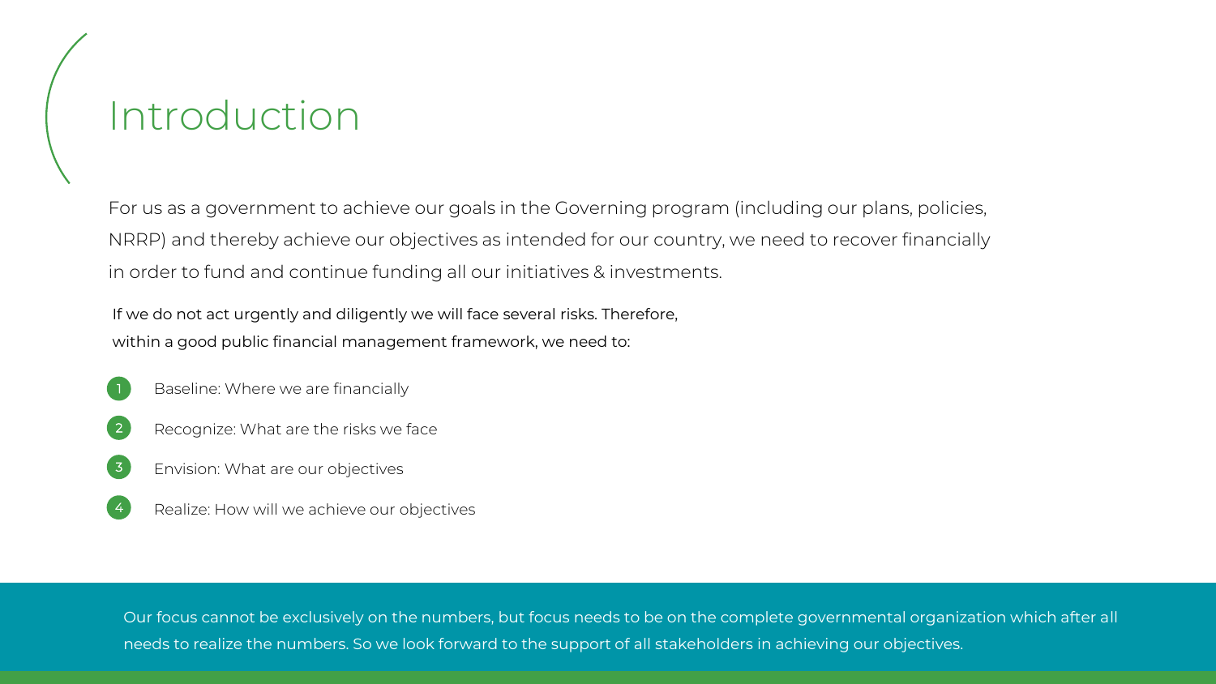# Introduction

For us as a government to achieve our goals in the Governing program (including our plans, policies, NRRP) and thereby achieve our objectives as intended for our country, we need to recover financially in order to fund and continue funding all our initiatives & investments.

If we do not act urgently and diligently we will face several risks. Therefore, within a good public financial management framework, we need to:

1. Baseline: Where we are financially
2. Recognize: What are the risks we face
3. Envision: What are our objectives
4. Realize: How will we achieve our objectives

Our focus cannot be exclusively on the numbers, but focus needs to be on the complete governmental organization which after all needs to realize the numbers. So we look forward to the support of all stakeholders in achieving our objectives.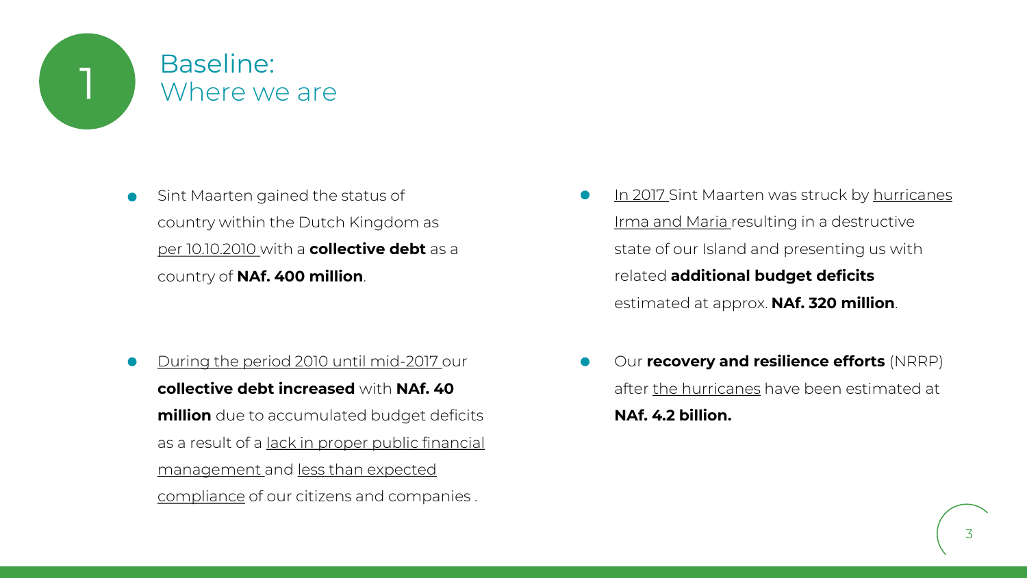# 1 Baseline: Where we are

- Sint Maarten gained the status of country within the Dutch Kingdom as per 10.10.2010 with a **collective debt** as a country of **NAf. 400 million**.

- During the period 2010 until mid-2017 our **collective debt increased** with **NAf. 40 million** due to accumulated budget deficits as a result of a lack in proper public financial management and less than expected compliance of our citizens and companies .

- In 2017 Sint Maarten was struck by hurricanes Irma and Maria resulting in a destructive state of our Island and presenting us with related **additional budget deficits** estimated at approx. **NAf. 320 million**.

- Our **recovery and resilience efforts** (NRRP) after the hurricanes have been estimated at **NAf. 4.2 billion.**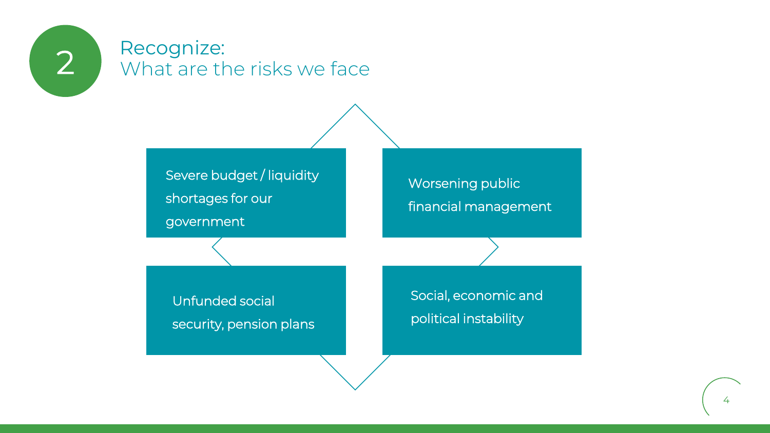# 2 Recognize: What are the risks we face

- Severe budget / liquidity shortages for our government
- Worsening public financial management
- Unfunded social security, pension plans
- Social, economic and political instability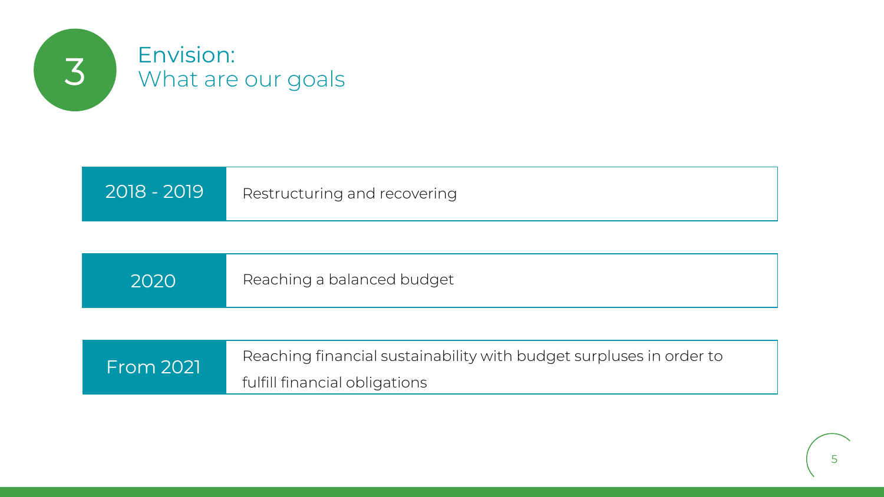## 3 Envision: What are our goals

| 2018 - 2019 | Restructuring and recovering |
|---|---|
| 2020 | Reaching a balanced budget |
| From 2021 | Reaching financial sustainability with budget surpluses in order to fulfill financial obligations |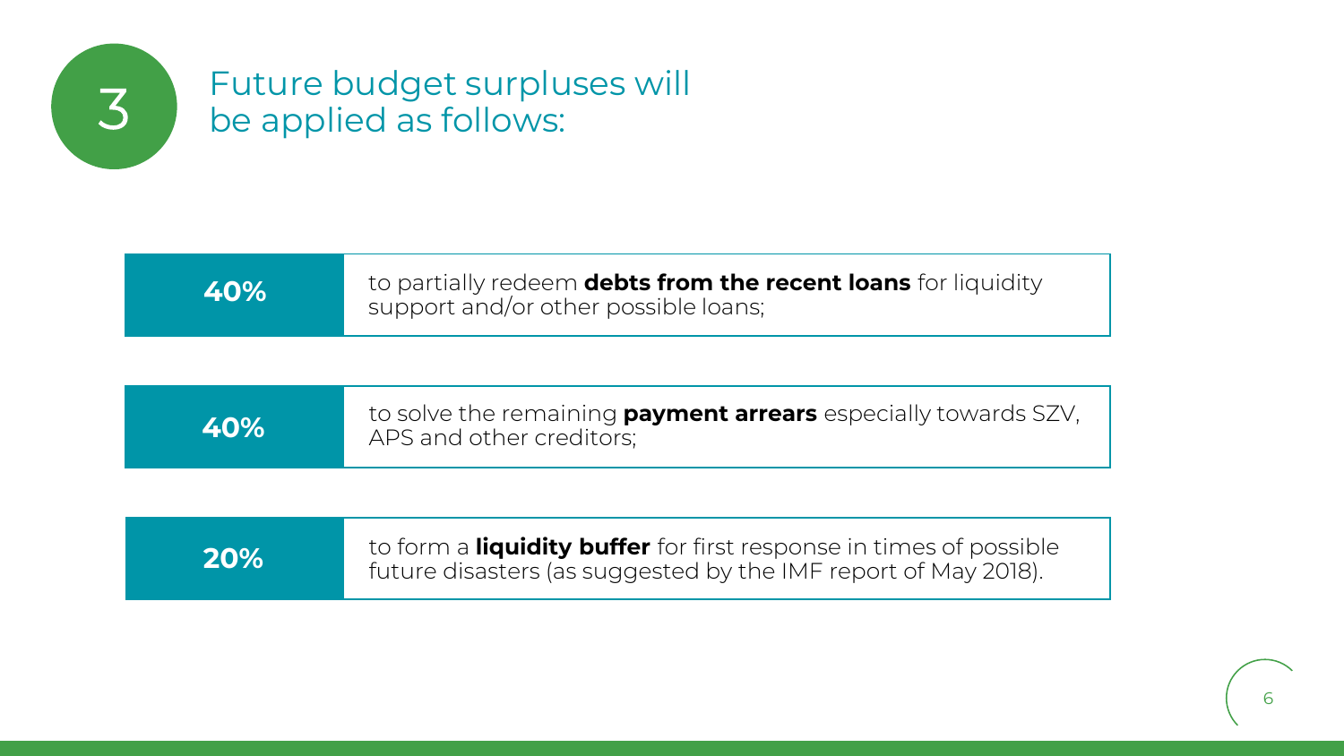## 3 Future budget surpluses will be applied as follows:

| | |
|---|---|
| **40%** | to partially redeem **debts from the recent loans** for liquidity support and/or other possible loans; |
| **40%** | to solve the remaining **payment arrears** especially towards SZV, APS and other creditors; |
| **20%** | to form a **liquidity buffer** for first response in times of possible future disasters (as suggested by the IMF report of May 2018). |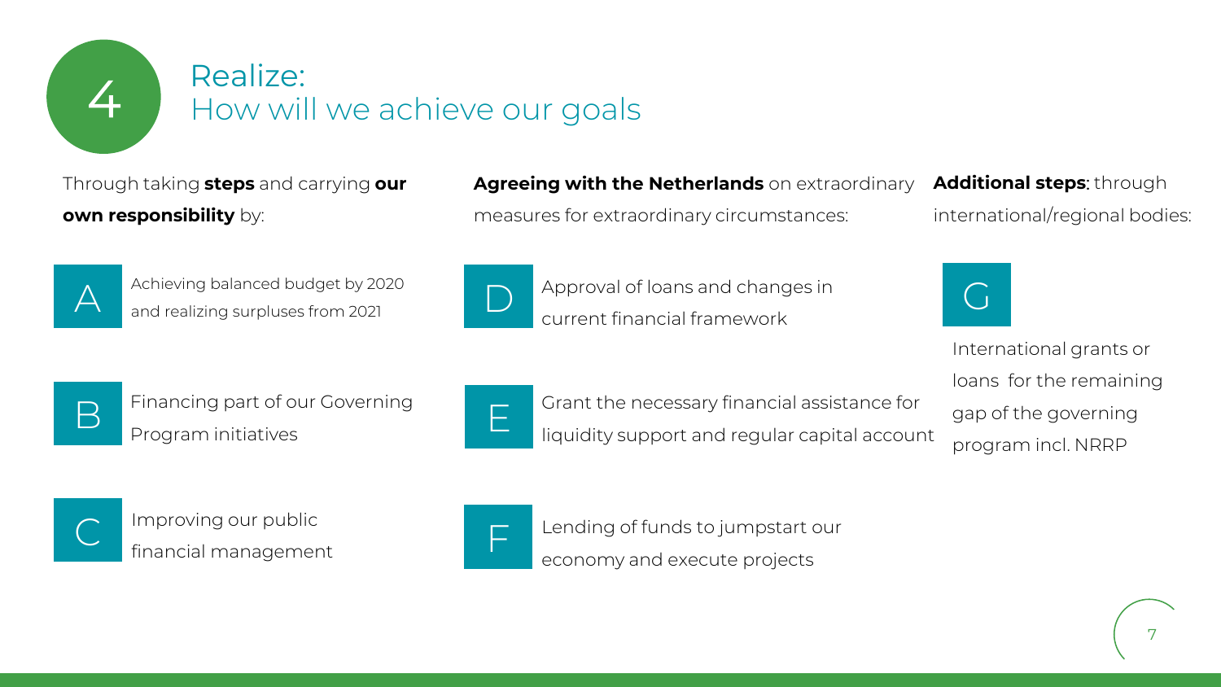# 4 Realize: How will we achieve our goals

Through taking **steps** and carrying **our own responsibility** by:

- **A** Achieving balanced budget by 2020 and realizing surpluses from 2021
- **B** Financing part of our Governing Program initiatives
- **C** Improving our public financial management

**Agreeing with the Netherlands** on extraordinary measures for extraordinary circumstances:

- **D** Approval of loans and changes in current financial framework
- **E** Grant the necessary financial assistance for liquidity support and regular capital account
- **F** Lending of funds to jumpstart our economy and execute projects

**Additional steps**: through international/regional bodies:

- **G** International grants or loans for the remaining gap of the governing program incl. NRRP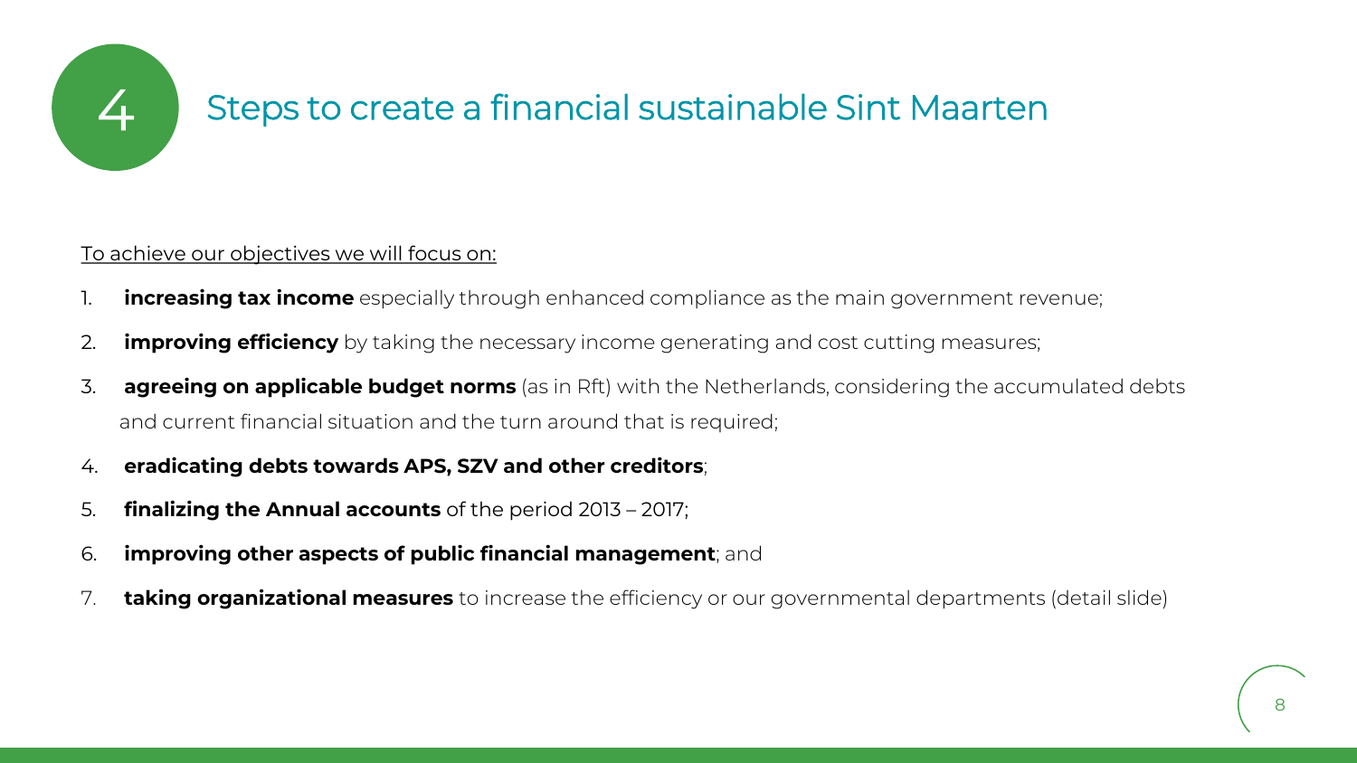# 4 Steps to create a financial sustainable Sint Maarten

<u>To achieve our objectives we will focus on:</u>

1. **increasing tax income** especially through enhanced compliance as the main government revenue;
2. **improving efficiency** by taking the necessary income generating and cost cutting measures;
3. **agreeing on applicable budget norms** (as in Rft) with the Netherlands, considering the accumulated debts and current financial situation and the turn around that is required;
4. **eradicating debts towards APS, SZV and other creditors**;
5. **finalizing the Annual accounts** of the period 2013 – 2017;
6. **improving other aspects of public financial management**; and
7. **taking organizational measures** to increase the efficiency or our governmental departments (detail slide)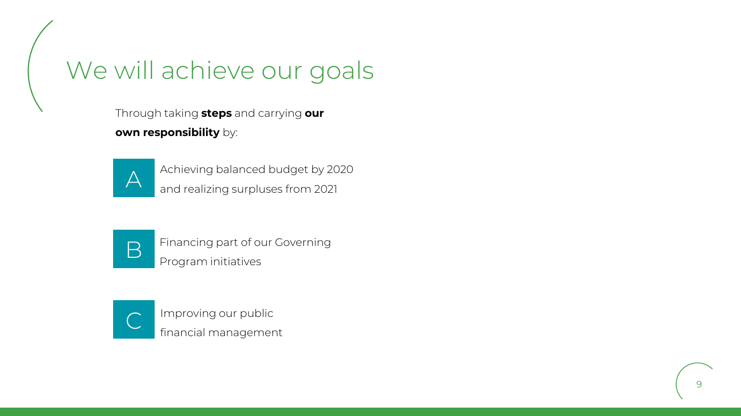# We will achieve our goals

Through taking **steps** and carrying **our own responsibility** by:

- **A** Achieving balanced budget by 2020 and realizing surpluses from 2021
- **B** Financing part of our Governing Program initiatives
- **C** Improving our public financial management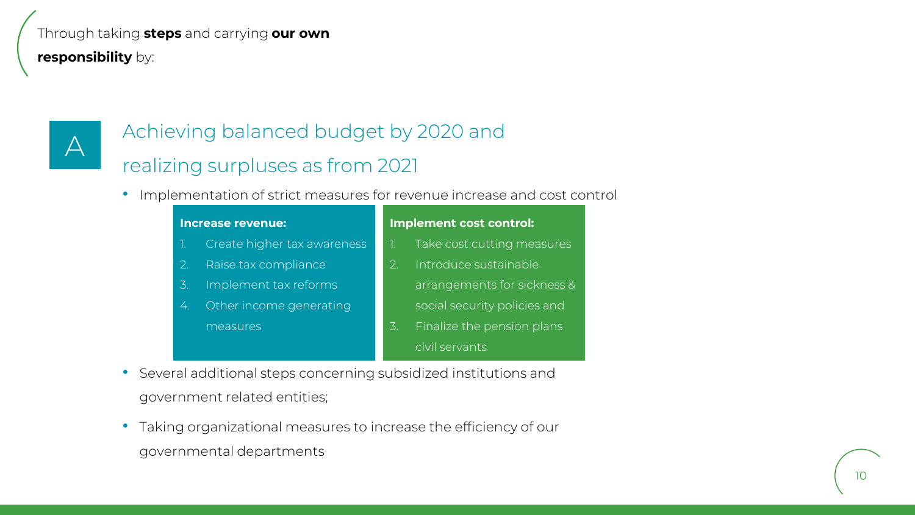Through taking **steps** and carrying **our own responsibility** by:

## A Achieving balanced budget by 2020 and realizing surpluses as from 2021

- Implementation of strict measures for revenue increase and cost control

**Increase revenue:**

1. Create higher tax awareness
2. Raise tax compliance
3. Implement tax reforms
4. Other income generating measures

**Implement cost control:**

1. Take cost cutting measures
2. Introduce sustainable arrangements for sickness & social security policies and
3. Finalize the pension plans civil servants

- Several additional steps concerning subsidized institutions and government related entities;
- Taking organizational measures to increase the efficiency of our governmental departments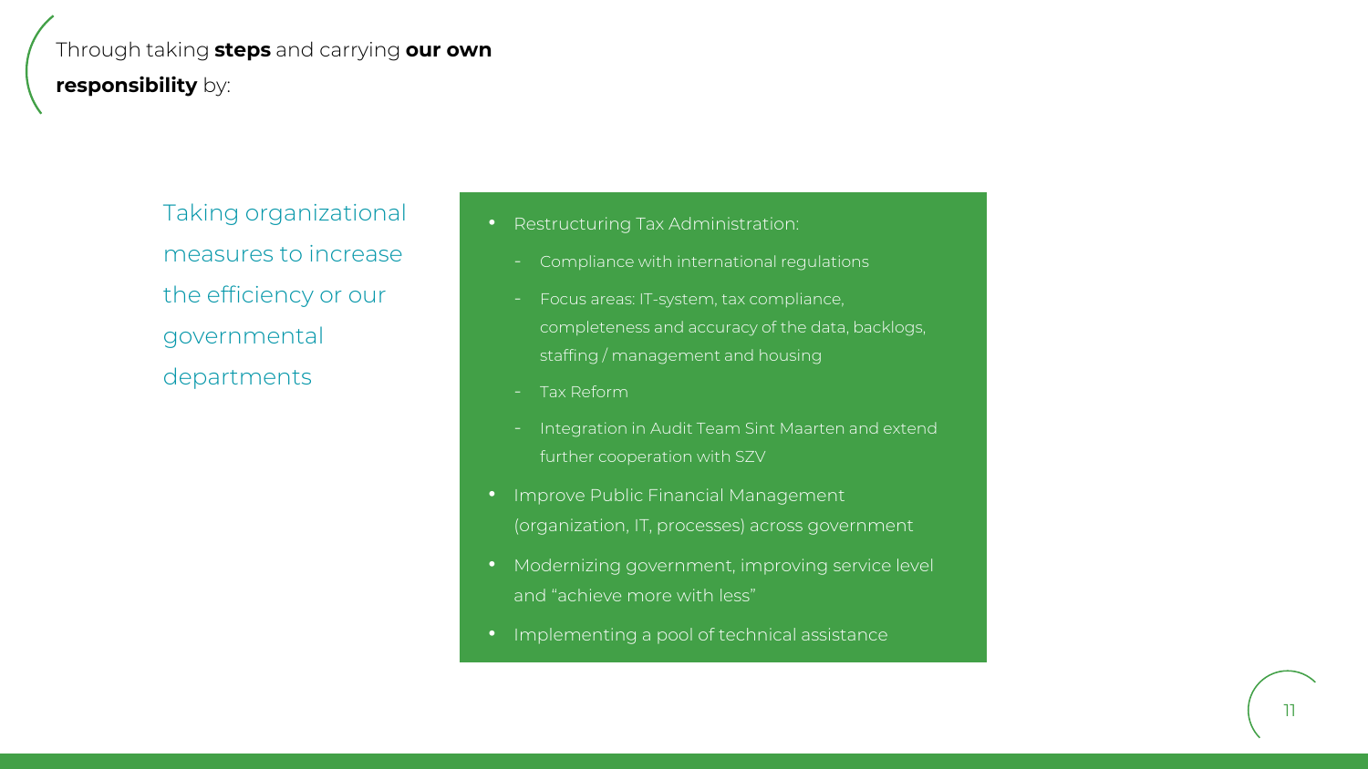Through taking **steps** and carrying **our own responsibility** by:

Taking organizational measures to increase the efficiency or our governmental departments

- Restructuring Tax Administration:
  - Compliance with international regulations
  - Focus areas: IT-system, tax compliance, completeness and accuracy of the data, backlogs, staffing / management and housing
  - Tax Reform
  - Integration in Audit Team Sint Maarten and extend further cooperation with SZV
- Improve Public Financial Management (organization, IT, processes) across government
- Modernizing government, improving service level and "achieve more with less"
- Implementing a pool of technical assistance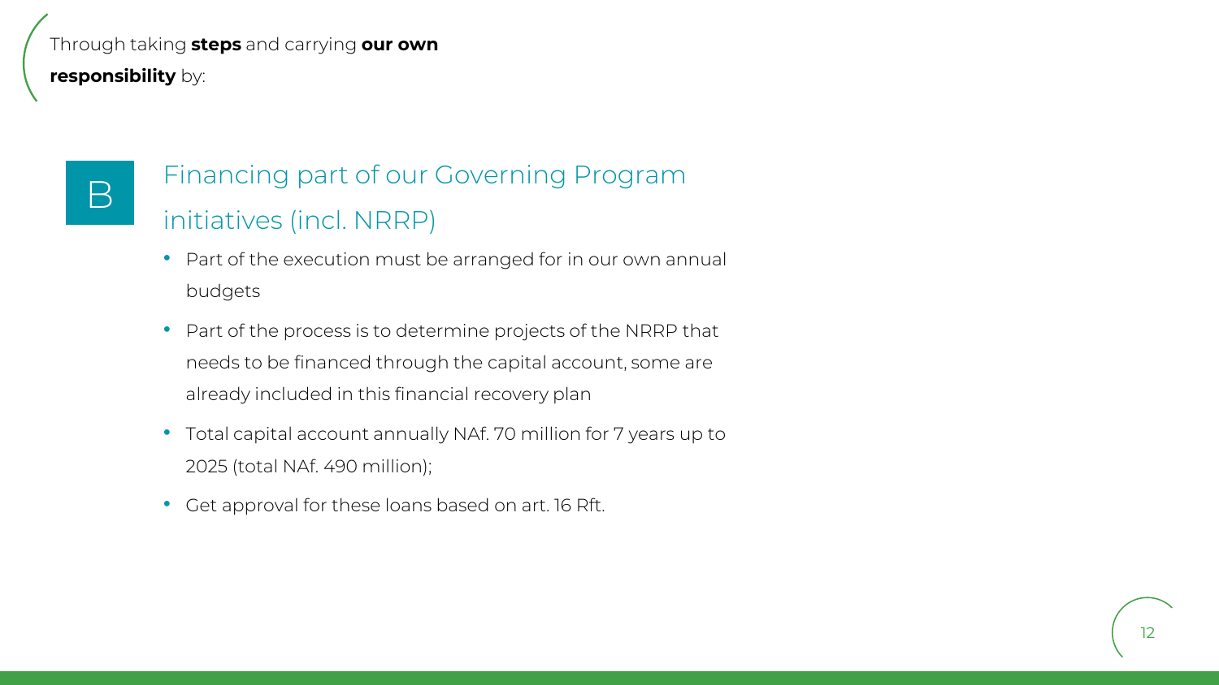Through taking **steps** and carrying **our own responsibility** by:

## B Financing part of our Governing Program initiatives (incl. NRRP)

- Part of the execution must be arranged for in our own annual budgets
- Part of the process is to determine projects of the NRRP that needs to be financed through the capital account, some are already included in this financial recovery plan
- Total capital account annually NAf. 70 million for 7 years up to 2025 (total NAf. 490 million);
- Get approval for these loans based on art. 16 Rft.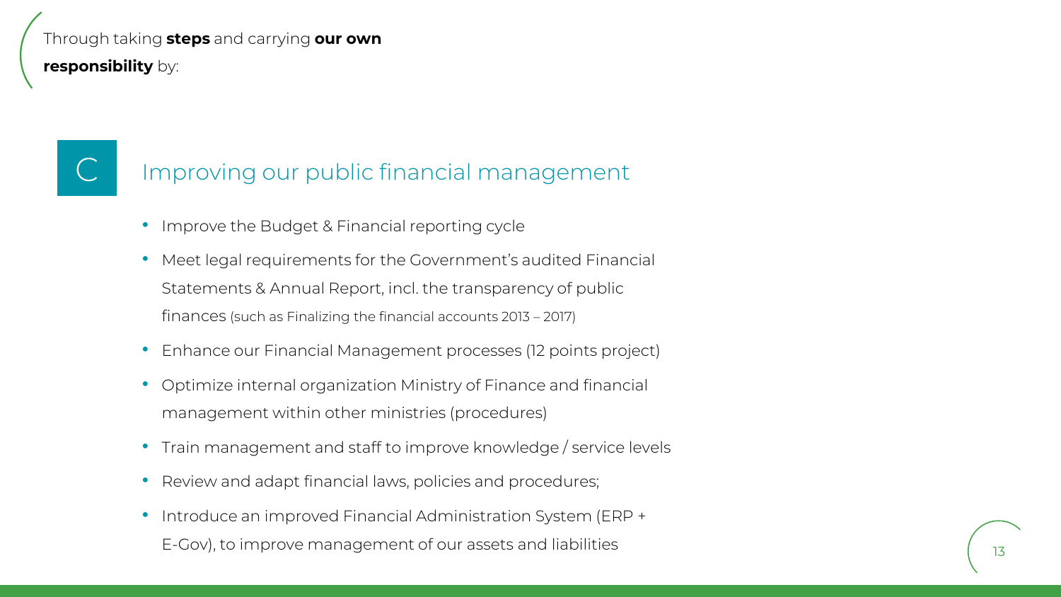Through taking **steps** and carrying **our own responsibility** by:

## C Improving our public financial management

- Improve the Budget & Financial reporting cycle
- Meet legal requirements for the Government's audited Financial Statements & Annual Report, incl. the transparency of public finances (such as Finalizing the financial accounts 2013 – 2017)
- Enhance our Financial Management processes (12 points project)
- Optimize internal organization Ministry of Finance and financial management within other ministries (procedures)
- Train management and staff to improve knowledge / service levels
- Review and adapt financial laws, policies and procedures;
- Introduce an improved Financial Administration System (ERP + E-Gov), to improve management of our assets and liabilities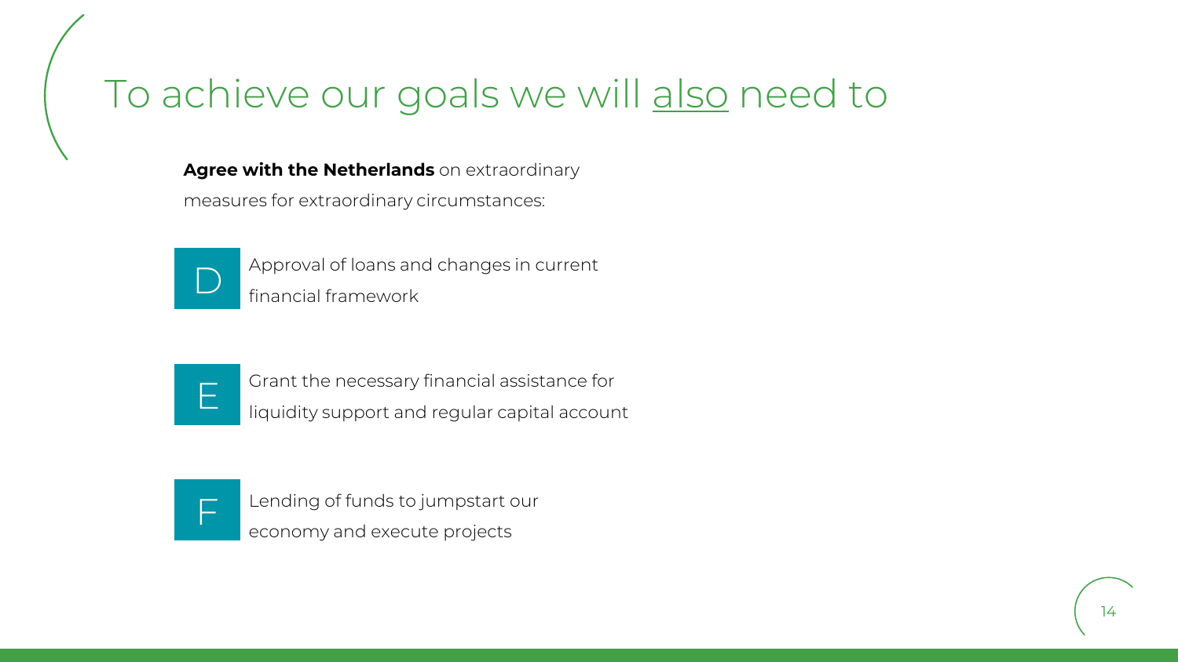# To achieve our goals we will also need to

**Agree with the Netherlands** on extraordinary measures for extraordinary circumstances:

- **D** Approval of loans and changes in current financial framework
- **E** Grant the necessary financial assistance for liquidity support and regular capital account
- **F** Lending of funds to jumpstart our economy and execute projects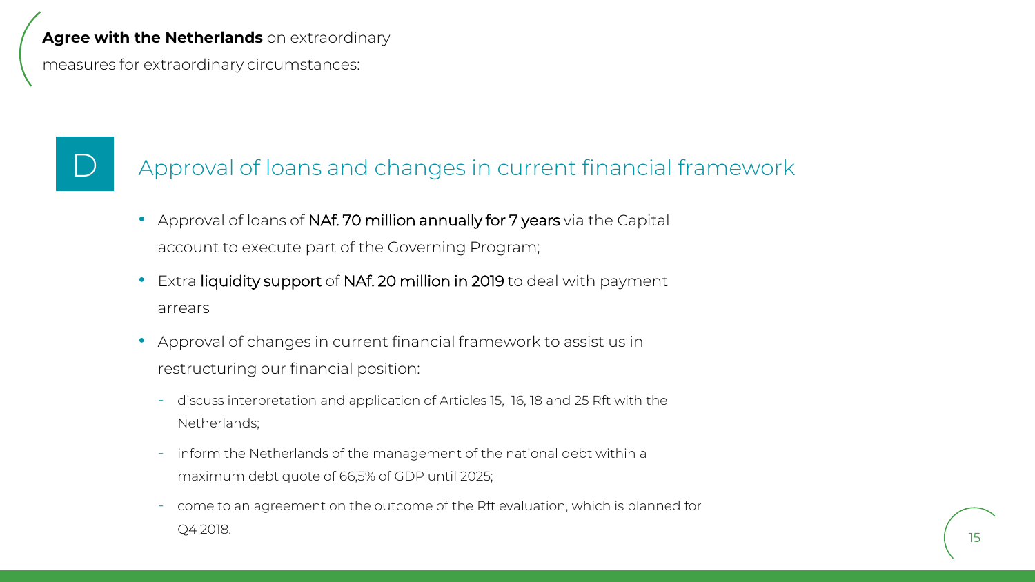**Agree with the Netherlands** on extraordinary measures for extraordinary circumstances:

## D Approval of loans and changes in current financial framework

- Approval of loans of NAf. 70 million annually for 7 years via the Capital account to execute part of the Governing Program;
- Extra liquidity support of NAf. 20 million in 2019 to deal with payment arrears
- Approval of changes in current financial framework to assist us in restructuring our financial position:
  - discuss interpretation and application of Articles 15, 16, 18 and 25 Rft with the Netherlands;
  - inform the Netherlands of the management of the national debt within a maximum debt quote of 66,5% of GDP until 2025;
  - come to an agreement on the outcome of the Rft evaluation, which is planned for Q4 2018.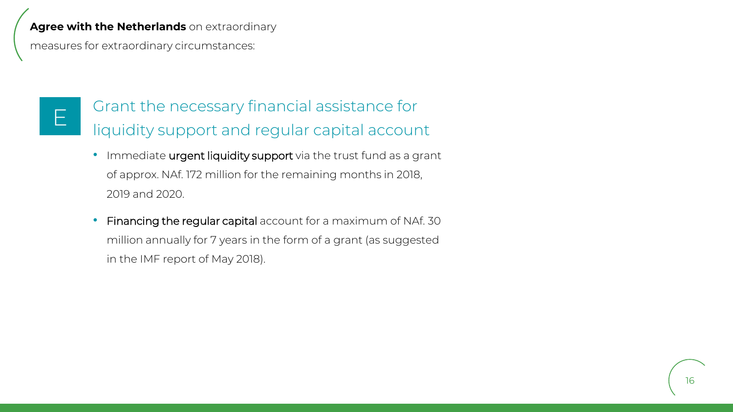**Agree with the Netherlands** on extraordinary measures for extraordinary circumstances:

## E Grant the necessary financial assistance for liquidity support and regular capital account

- Immediate **urgent liquidity support** via the trust fund as a grant of approx. NAf. 172 million for the remaining months in 2018, 2019 and 2020.
- **Financing the regular capital** account for a maximum of NAf. 30 million annually for 7 years in the form of a grant (as suggested in the IMF report of May 2018).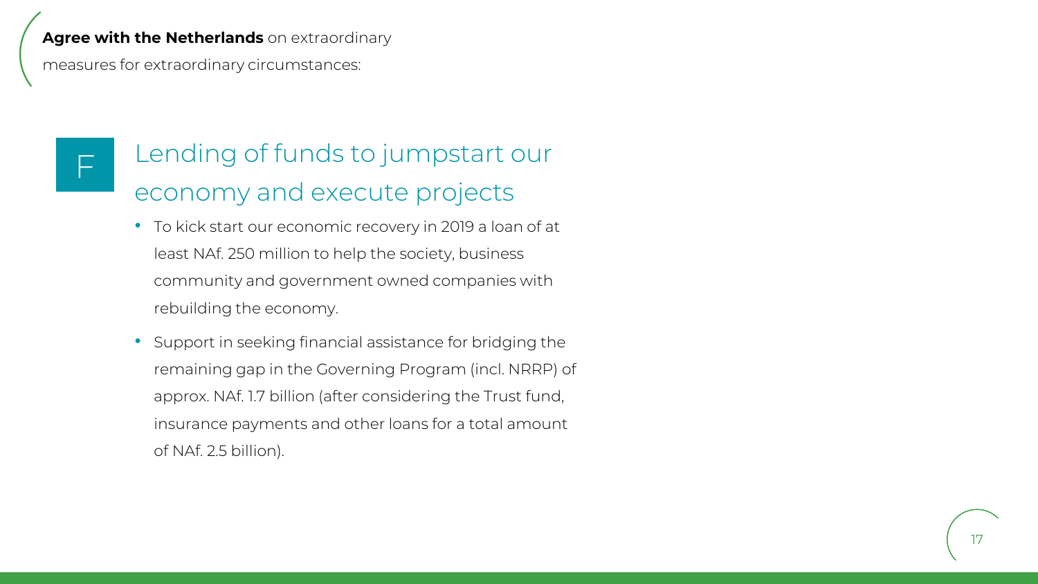**Agree with the Netherlands** on extraordinary measures for extraordinary circumstances:

## F Lending of funds to jumpstart our economy and execute projects

- To kick start our economic recovery in 2019 a loan of at least NAf. 250 million to help the society, business community and government owned companies with rebuilding the economy.
- Support in seeking financial assistance for bridging the remaining gap in the Governing Program (incl. NRRP) of approx. NAf. 1.7 billion (after considering the Trust fund, insurance payments and other loans for a total amount of NAf. 2.5 billion).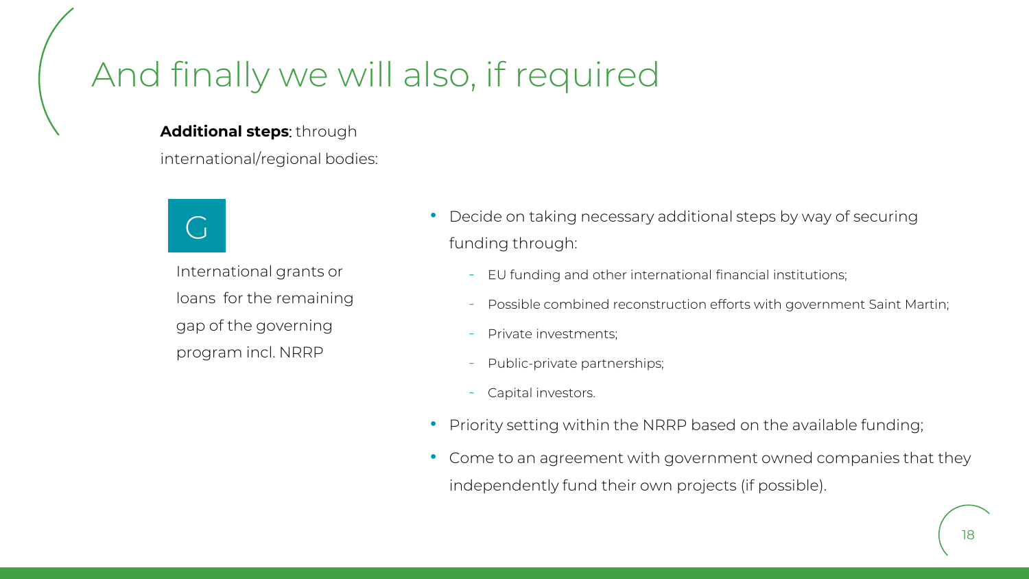# And finally we will also, if required

**Additional steps**: through international/regional bodies:

G

International grants or loans for the remaining gap of the governing program incl. NRRP

- Decide on taking necessary additional steps by way of securing funding through:
  - EU funding and other international financial institutions;
  - Possible combined reconstruction efforts with government Saint Martin;
  - Private investments;
  - Public-private partnerships;
  - Capital investors.
- Priority setting within the NRRP based on the available funding;
- Come to an agreement with government owned companies that they independently fund their own projects (if possible).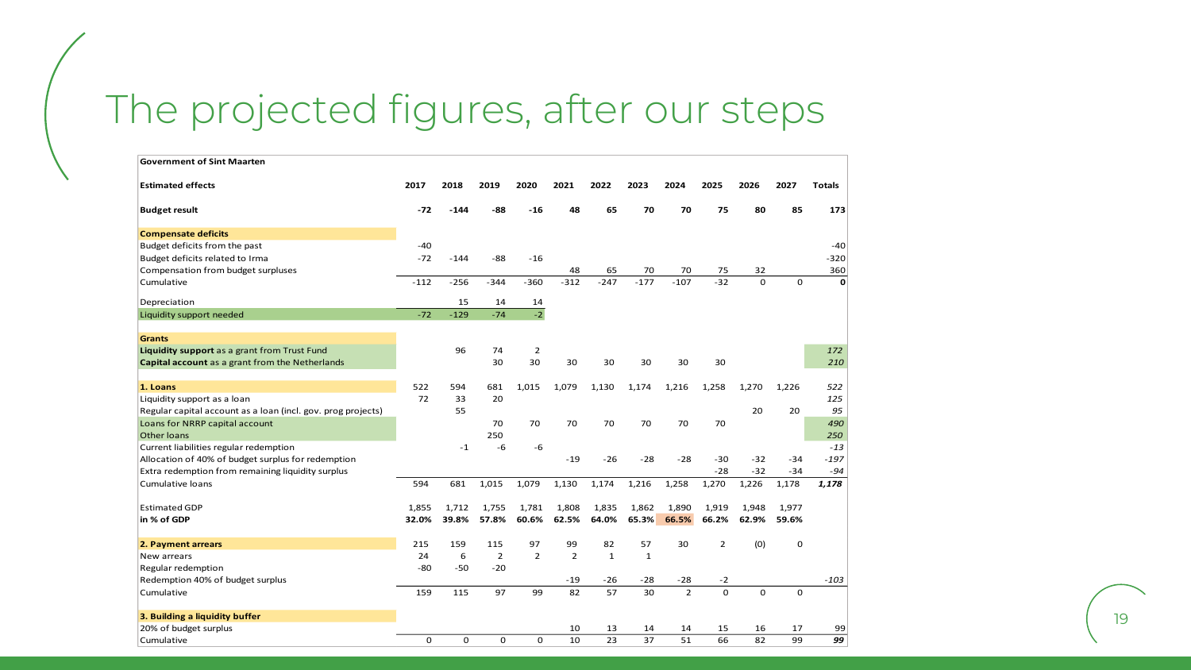# The projected figures, after our steps

| Government of Sint Maarten | | | | | | | | | | | | |
|---|---|---|---|---|---|---|---|---|---|---|---|---|
| **Estimated effects** | **2017** | **2018** | **2019** | **2020** | **2021** | **2022** | **2023** | **2024** | **2025** | **2026** | **2027** | **Totals** |
| **Budget result** | **-72** | **-144** | **-88** | **-16** | **48** | **65** | **70** | **70** | **75** | **80** | **85** | **173** |
| **Compensate deficits** | | | | | | | | | | | | |
| Budget deficits from the past | -40 | | | | | | | | | | | -40 |
| Budget deficits related to Irma | -72 | -144 | -88 | -16 | | | | | | | | -320 |
| Compensation from budget surpluses | | | | | 48 | 65 | 70 | 70 | 75 | 32 | | 360 |
| Cumulative | -112 | -256 | -344 | -360 | -312 | -247 | -177 | -107 | -32 | 0 | 0 | **0** |
| Depreciation | | 15 | 14 | 14 | | | | | | | | |
| Liquidity support needed | -72 | -129 | -74 | -2 | | | | | | | | |
| **Grants** | | | | | | | | | | | | |
| **Liquidity support** as a grant from Trust Fund | | 96 | 74 | 2 | | | | | | | | *172* |
| **Capital account** as a grant from the Netherlands | | | 30 | 30 | 30 | 30 | 30 | 30 | 30 | | | *210* |
| **1. Loans** | 522 | 594 | 681 | 1,015 | 1,079 | 1,130 | 1,174 | 1,216 | 1,258 | 1,270 | 1,226 | *522* |
| Liquidity support as a loan | 72 | 33 | 20 | | | | | | | | | *125* |
| Regular capital account as a loan (incl. gov. prog projects) | | 55 | | | | | | | | 20 | 20 | *95* |
| Loans for NRRP capital account | | | 70 | 70 | 70 | 70 | 70 | 70 | 70 | | | *490* |
| Other loans | | | 250 | | | | | | | | | *250* |
| Current liabilities regular redemption | | -1 | -6 | -6 | | | | | | | | *-13* |
| Allocation of 40% of budget surplus for redemption | | | | | -19 | -26 | -28 | -28 | -30 | -32 | -34 | *-197* |
| Extra redemption from remaining liquidity surplus | | | | | | | | | -28 | -32 | -34 | *-94* |
| Cumulative loans | 594 | 681 | 1,015 | 1,079 | 1,130 | 1,174 | 1,216 | 1,258 | 1,270 | 1,226 | 1,178 | ***1,178*** |
| Estimated GDP | 1,855 | 1,712 | 1,755 | 1,781 | 1,808 | 1,835 | 1,862 | 1,890 | 1,919 | 1,948 | 1,977 | |
| **in % of GDP** | **32.0%** | **39.8%** | **57.8%** | **60.6%** | **62.5%** | **64.0%** | **65.3%** | **66.5%** | **66.2%** | **62.9%** | **59.6%** | |
| **2. Payment arrears** | 215 | 159 | 115 | 97 | 99 | 82 | 57 | 30 | 2 | (0) | 0 | |
| New arrears | 24 | 6 | 2 | 2 | 2 | 1 | 1 | | | | | |
| Regular redemption | -80 | -50 | -20 | | | | | | | | | |
| Redemption 40% of budget surplus | | | | | -19 | -26 | -28 | -28 | -2 | | | *-103* |
| Cumulative | 159 | 115 | 97 | 99 | 82 | 57 | 30 | 2 | 0 | 0 | 0 | |
| **3. Building a liquidity buffer** | | | | | | | | | | | | |
| 20% of budget surplus | | | | | 10 | 13 | 14 | 14 | 15 | 16 | 17 | 99 |
| Cumulative | 0 | 0 | 0 | 0 | 10 | 23 | 37 | 51 | 66 | 82 | 99 | ***99*** |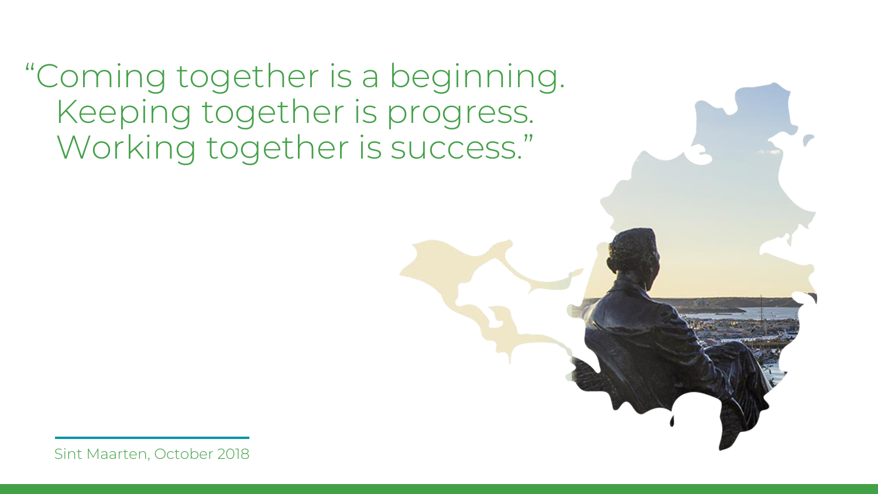"Coming together is a beginning.
Keeping together is progress.
Working together is success."

Sint Maarten, October 2018